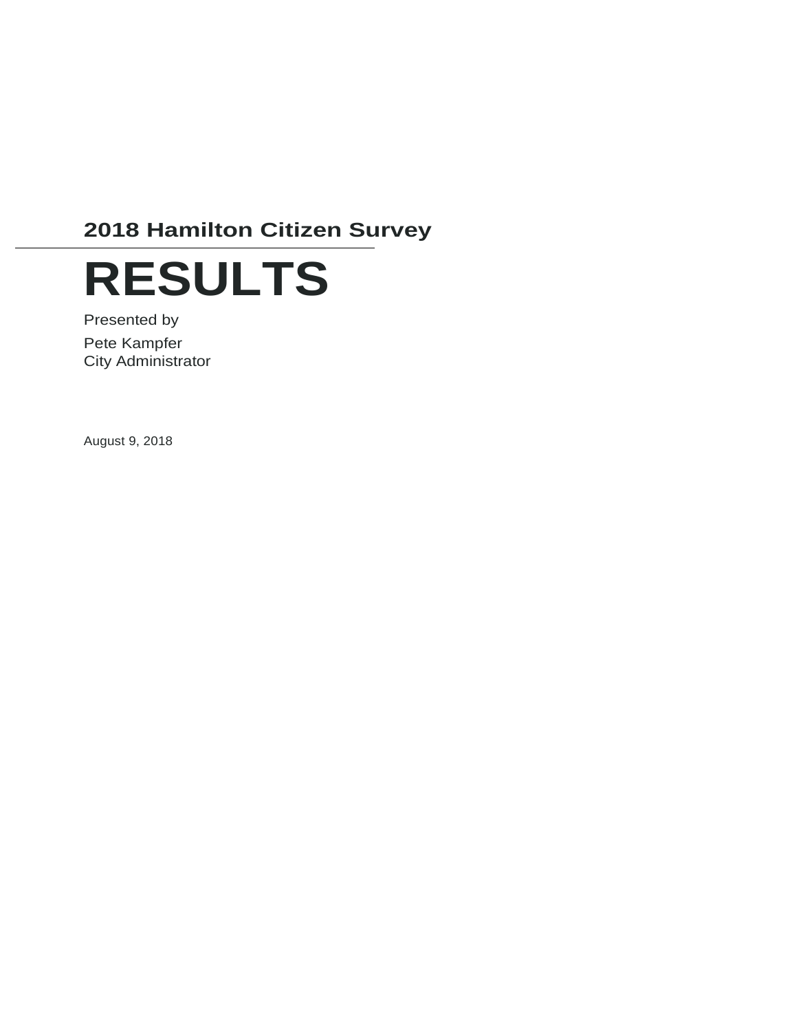## 2018 Hamilton Citizen Survey

# RESULTS

Presented by

Pete Kampfer
City Administrator

August 9, 2018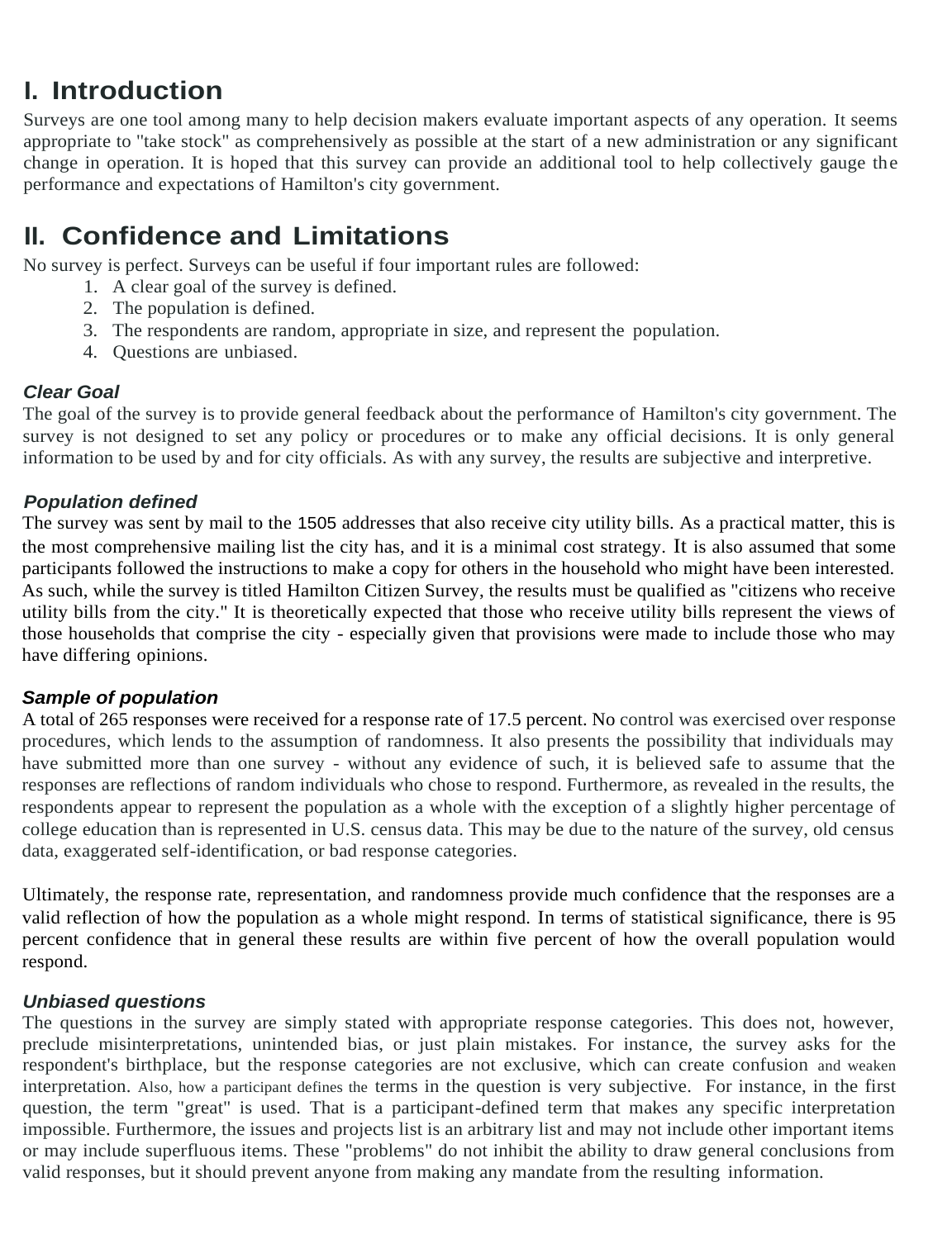## I. Introduction

Surveys are one tool among many to help decision makers evaluate important aspects of any operation. It seems appropriate to "take stock" as comprehensively as possible at the start of a new administration or any significant change in operation. It is hoped that this survey can provide an additional tool to help collectively gauge the performance and expectations of Hamilton's city government.

## II. Confidence and Limitations

No survey is perfect. Surveys can be useful if four important rules are followed:

1. A clear goal of the survey is defined.
2. The population is defined.
3. The respondents are random, appropriate in size, and represent the population.
4. Questions are unbiased.

### *Clear Goal*

The goal of the survey is to provide general feedback about the performance of Hamilton's city government. The survey is not designed to set any policy or procedures or to make any official decisions. It is only general information to be used by and for city officials. As with any survey, the results are subjective and interpretive.

### *Population defined*

The survey was sent by mail to the 1505 addresses that also receive city utility bills. As a practical matter, this is the most comprehensive mailing list the city has, and it is a minimal cost strategy. It is also assumed that some participants followed the instructions to make a copy for others in the household who might have been interested. As such, while the survey is titled Hamilton Citizen Survey, the results must be qualified as "citizens who receive utility bills from the city." It is theoretically expected that those who receive utility bills represent the views of those households that comprise the city - especially given that provisions were made to include those who may have differing opinions.

### *Sample of population*

A total of 265 responses were received for a response rate of 17.5 percent. No control was exercised over response procedures, which lends to the assumption of randomness. It also presents the possibility that individuals may have submitted more than one survey - without any evidence of such, it is believed safe to assume that the responses are reflections of random individuals who chose to respond. Furthermore, as revealed in the results, the respondents appear to represent the population as a whole with the exception of a slightly higher percentage of college education than is represented in U.S. census data. This may be due to the nature of the survey, old census data, exaggerated self-identification, or bad response categories.

Ultimately, the response rate, representation, and randomness provide much confidence that the responses are a valid reflection of how the population as a whole might respond. In terms of statistical significance, there is 95 percent confidence that in general these results are within five percent of how the overall population would respond.

### *Unbiased questions*

The questions in the survey are simply stated with appropriate response categories. This does not, however, preclude misinterpretations, unintended bias, or just plain mistakes. For instance, the survey asks for the respondent's birthplace, but the response categories are not exclusive, which can create confusion and weaken interpretation. Also, how a participant defines the terms in the question is very subjective. For instance, in the first question, the term "great" is used. That is a participant-defined term that makes any specific interpretation impossible. Furthermore, the issues and projects list is an arbitrary list and may not include other important items or may include superfluous items. These "problems" do not inhibit the ability to draw general conclusions from valid responses, but it should prevent anyone from making any mandate from the resulting information.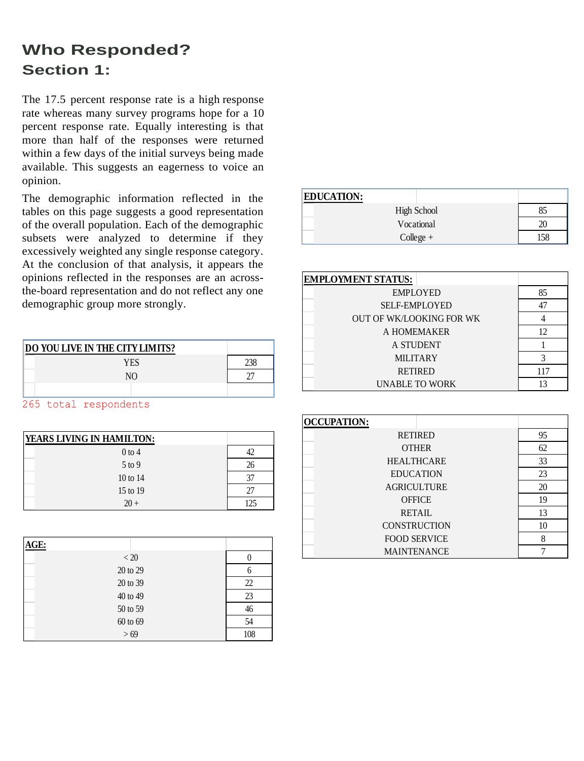# Who Responded?

## Section 1:

The 17.5 percent response rate is a high response rate whereas many survey programs hope for a 10 percent response rate. Equally interesting is that more than half of the responses were returned within a few days of the initial surveys being made available. This suggests an eagerness to voice an opinion.

The demographic information reflected in the tables on this page suggests a good representation of the overall population. Each of the demographic subsets were analyzed to determine if they excessively weighted any single response category. At the conclusion of that analysis, it appears the opinions reflected in the responses are an across-the-board representation and do not reflect any one demographic group more strongly.

| DO YOU LIVE IN THE CITY LIMITS? | |
|---|---|
| YES | 238 |
| NO | 27 |

265 total respondents

| YEARS LIVING IN HAMILTON: | |
|---|---|
| 0 to 4 | 42 |
| 5 to 9 | 26 |
| 10 to 14 | 37 |
| 15 to 19 | 27 |
| 20 + | 125 |

| AGE: | |
|---|---|
| < 20 | 0 |
| 20 to 29 | 6 |
| 20 to 39 | 22 |
| 40 to 49 | 23 |
| 50 to 59 | 46 |
| 60 to 69 | 54 |
| > 69 | 108 |

| EDUCATION: | |
|---|---|
| High School | 85 |
| Vocational | 20 |
| College + | 158 |

| EMPLOYMENT STATUS: | |
|---|---|
| EMPLOYED | 85 |
| SELF-EMPLOYED | 47 |
| OUT OF WK/LOOKING FOR WK | 4 |
| A HOMEMAKER | 12 |
| A STUDENT | 1 |
| MILITARY | 3 |
| RETIRED | 117 |
| UNABLE TO WORK | 13 |

| OCCUPATION: | |
|---|---|
| RETIRED | 95 |
| OTHER | 62 |
| HEALTHCARE | 33 |
| EDUCATION | 23 |
| AGRICULTURE | 20 |
| OFFICE | 19 |
| RETAIL | 13 |
| CONSTRUCTION | 10 |
| FOOD SERVICE | 8 |
| MAINTENANCE | 7 |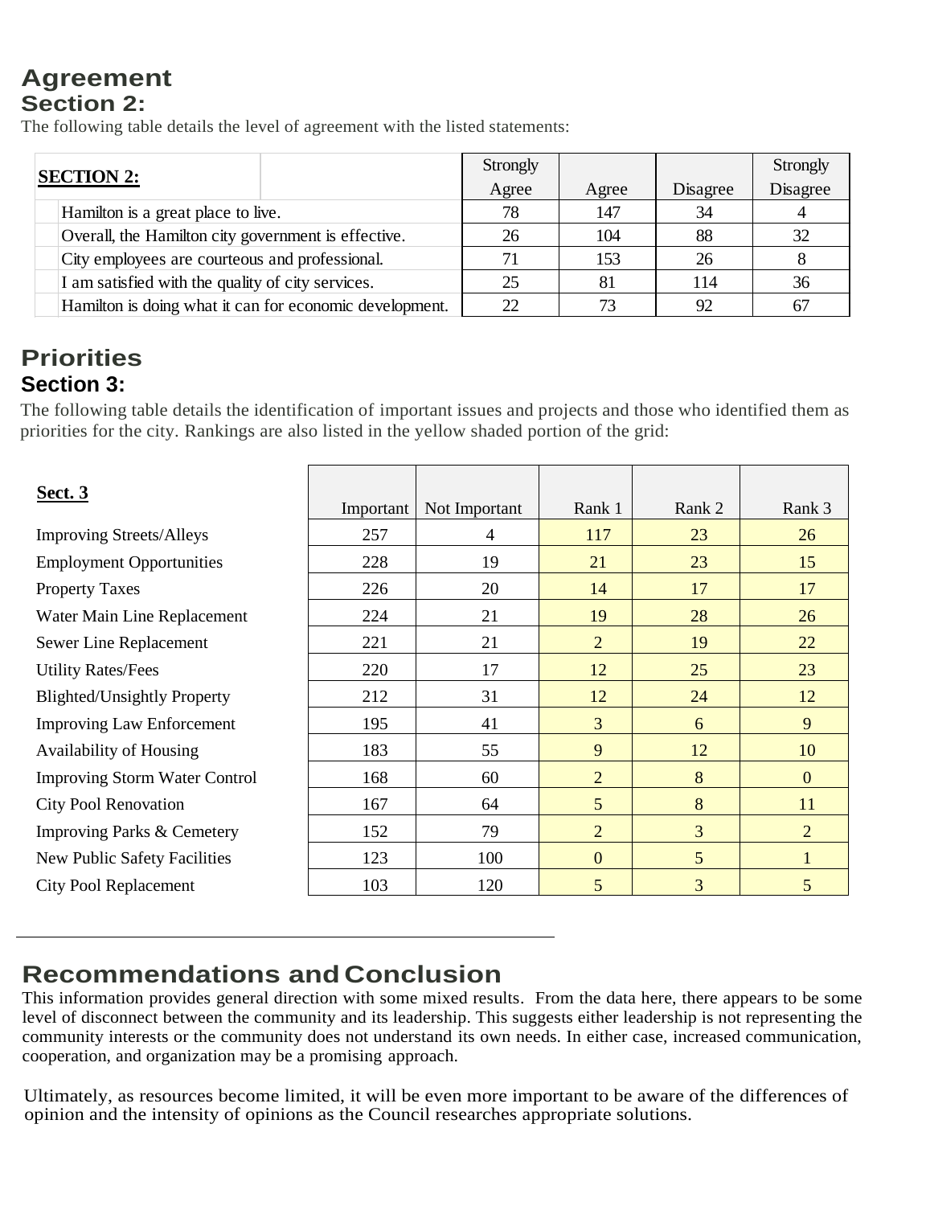# Agreement

## Section 2:

The following table details the level of agreement with the listed statements:

| SECTION 2: | Strongly Agree | Agree | Disagree | Strongly Disagree |
|---|---|---|---|---|
| Hamilton is a great place to live. | 78 | 147 | 34 | 4 |
| Overall, the Hamilton city government is effective. | 26 | 104 | 88 | 32 |
| City employees are courteous and professional. | 71 | 153 | 26 | 8 |
| I am satisfied with the quality of city services. | 25 | 81 | 114 | 36 |
| Hamilton is doing what it can for economic development. | 22 | 73 | 92 | 67 |

# Priorities

## Section 3:

The following table details the identification of important issues and projects and those who identified them as priorities for the city. Rankings are also listed in the yellow shaded portion of the grid:

| Sect. 3 | Important | Not Important | Rank 1 | Rank 2 | Rank 3 |
|---|---|---|---|---|---|
| Improving Streets/Alleys | 257 | 4 | 117 | 23 | 26 |
| Employment Opportunities | 228 | 19 | 21 | 23 | 15 |
| Property Taxes | 226 | 20 | 14 | 17 | 17 |
| Water Main Line Replacement | 224 | 21 | 19 | 28 | 26 |
| Sewer Line Replacement | 221 | 21 | 2 | 19 | 22 |
| Utility Rates/Fees | 220 | 17 | 12 | 25 | 23 |
| Blighted/Unsightly Property | 212 | 31 | 12 | 24 | 12 |
| Improving Law Enforcement | 195 | 41 | 3 | 6 | 9 |
| Availability of Housing | 183 | 55 | 9 | 12 | 10 |
| Improving Storm Water Control | 168 | 60 | 2 | 8 | 0 |
| City Pool Renovation | 167 | 64 | 5 | 8 | 11 |
| Improving Parks & Cemetery | 152 | 79 | 2 | 3 | 2 |
| New Public Safety Facilities | 123 | 100 | 0 | 5 | 1 |
| City Pool Replacement | 103 | 120 | 5 | 3 | 5 |

---

# Recommendations and Conclusion

This information provides general direction with some mixed results. From the data here, there appears to be some level of disconnect between the community and its leadership. This suggests either leadership is not representing the community interests or the community does not understand its own needs. In either case, increased communication, cooperation, and organization may be a promising approach.

Ultimately, as resources become limited, it will be even more important to be aware of the differences of opinion and the intensity of opinions as the Council researches appropriate solutions.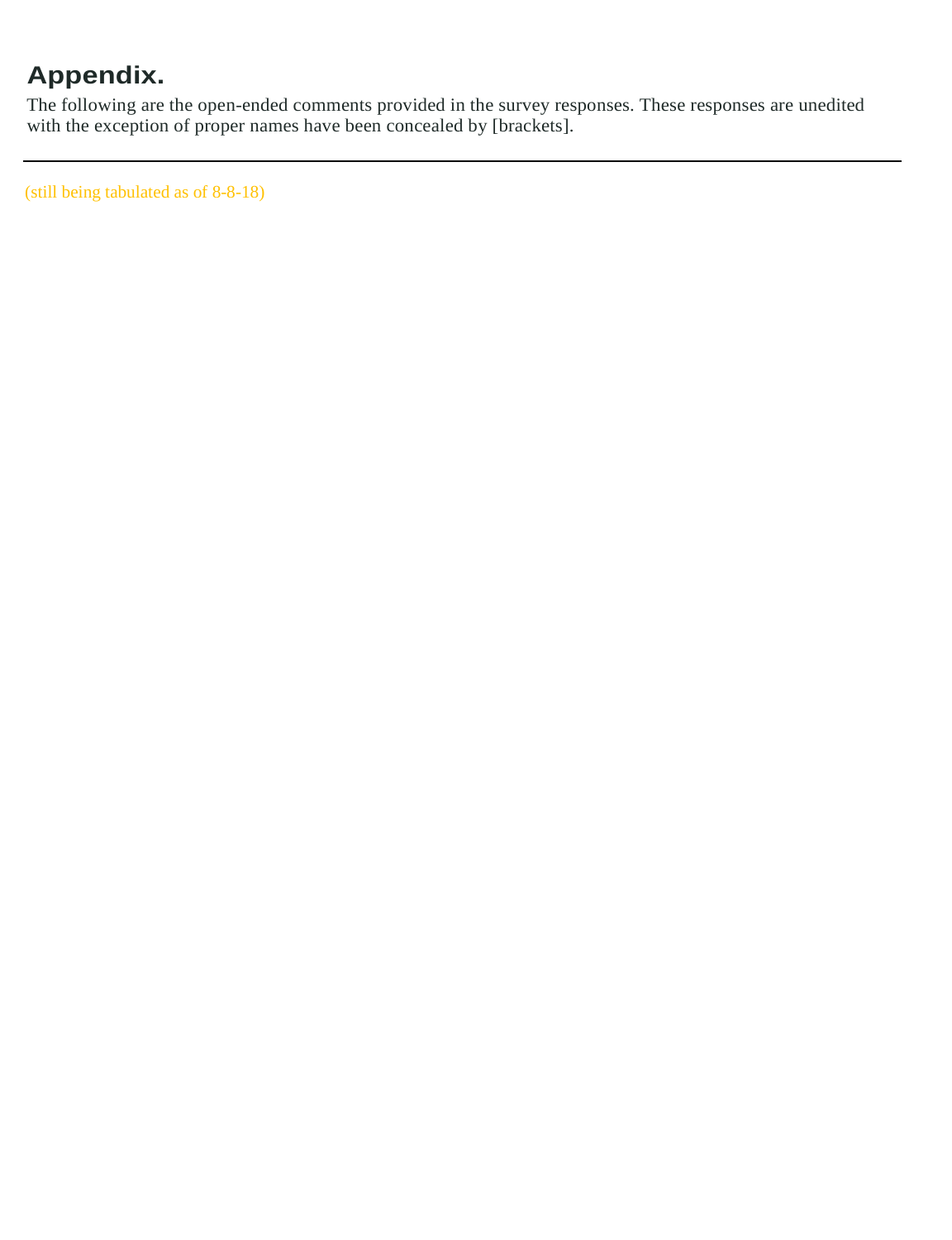## Appendix.

The following are the open-ended comments provided in the survey responses. These responses are unedited with the exception of proper names have been concealed by [brackets].

---

(still being tabulated as of 8-8-18)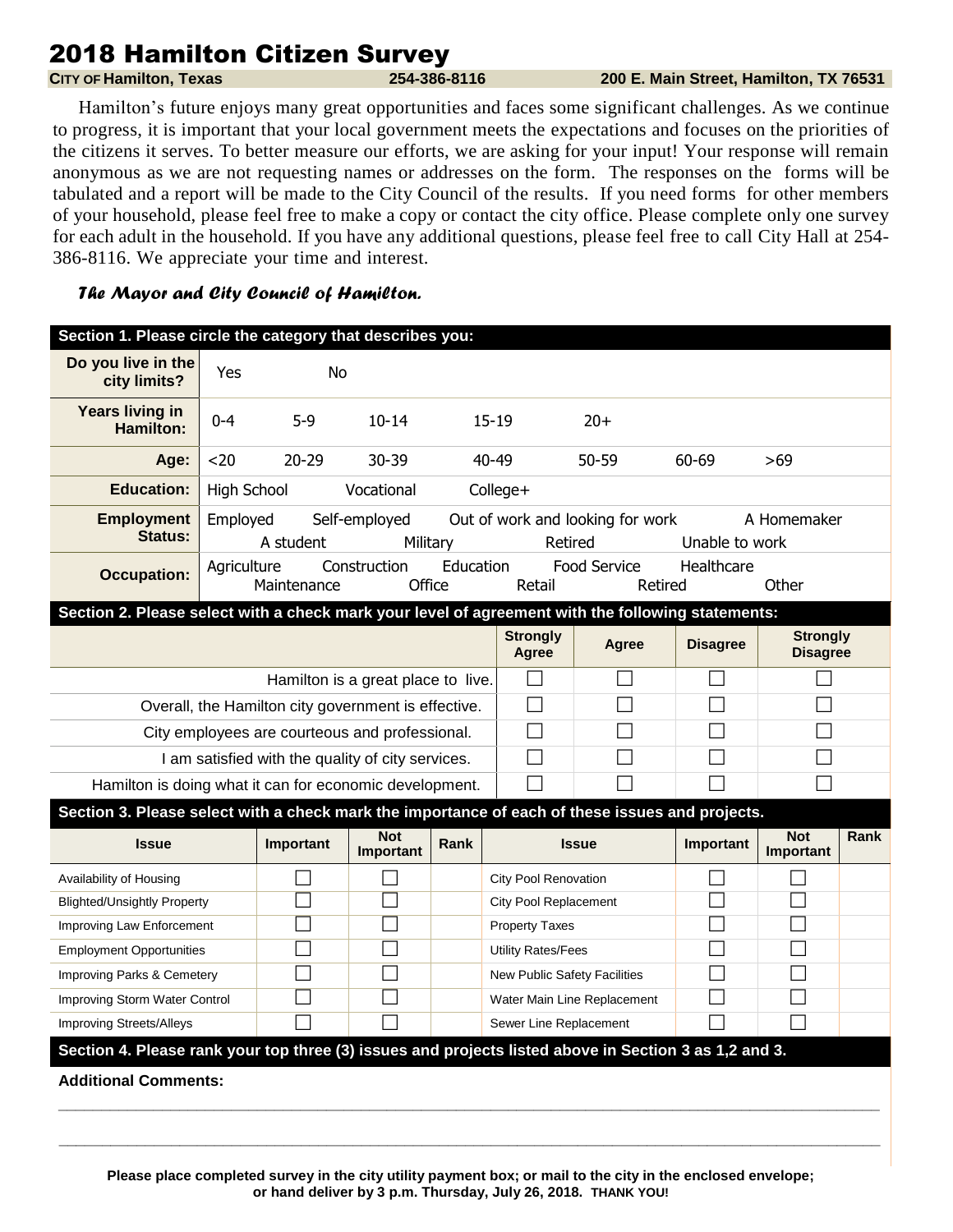# 2018 Hamilton Citizen Survey

**CITY OF Hamilton, Texas** **254-386-8116** **200 E. Main Street, Hamilton, TX 76531**

Hamilton's future enjoys many great opportunities and faces some significant challenges. As we continue to progress, it is important that your local government meets the expectations and focuses on the priorities of the citizens it serves. To better measure our efforts, we are asking for your input! Your response will remain anonymous as we are not requesting names or addresses on the form. The responses on the forms will be tabulated and a report will be made to the City Council of the results. If you need forms for other members of your household, please feel free to make a copy or contact the city office. Please complete only one survey for each adult in the household. If you have any additional questions, please feel free to call City Hall at 254-386-8116. We appreciate your time and interest.

***The Mayor and City Council of Hamilton.***

**Section 1. Please circle the category that describes you:**

| | |
|---|---|
| **Do you live in the city limits?** | Yes No |
| **Years living in Hamilton:** | 0-4 5-9 10-14 15-19 20+ |
| **Age:** | <20 20-29 30-39 40-49 50-59 60-69 >69 |
| **Education:** | High School Vocational College+ |
| **Employment Status:** | Employed Self-employed Out of work and looking for work A Homemaker A student Military Retired Unable to work |
| **Occupation:** | Agriculture Construction Education Food Service Healthcare Maintenance Office Retail Retired Other |

**Section 2. Please select with a check mark your level of agreement with the following statements:**

| | Strongly Agree | Agree | Disagree | Strongly Disagree |
|---|---|---|---|---|
| Hamilton is a great place to live. | ☐ | ☐ | ☐ | ☐ |
| Overall, the Hamilton city government is effective. | ☐ | ☐ | ☐ | ☐ |
| City employees are courteous and professional. | ☐ | ☐ | ☐ | ☐ |
| I am satisfied with the quality of city services. | ☐ | ☐ | ☐ | ☐ |
| Hamilton is doing what it can for economic development. | ☐ | ☐ | ☐ | ☐ |

**Section 3. Please select with a check mark the importance of each of these issues and projects.**

| Issue | Important | Not Important | Rank | Issue | Important | Not Important | Rank |
|---|---|---|---|---|---|---|---|
| Availability of Housing | ☐ | ☐ | | City Pool Renovation | ☐ | ☐ | |
| Blighted/Unsightly Property | ☐ | ☐ | | City Pool Replacement | ☐ | ☐ | |
| Improving Law Enforcement | ☐ | ☐ | | Property Taxes | ☐ | ☐ | |
| Employment Opportunities | ☐ | ☐ | | Utility Rates/Fees | ☐ | ☐ | |
| Improving Parks & Cemetery | ☐ | ☐ | | New Public Safety Facilities | ☐ | ☐ | |
| Improving Storm Water Control | ☐ | ☐ | | Water Main Line Replacement | ☐ | ☐ | |
| Improving Streets/Alleys | ☐ | ☐ | | Sewer Line Replacement | ☐ | ☐ | |

**Section 4. Please rank your top three (3) issues and projects listed above in Section 3 as 1,2 and 3.**

**Additional Comments:**

\_\_\_\_\_\_\_\_\_\_\_\_\_\_\_\_\_\_\_\_\_\_\_\_\_\_\_\_\_\_\_\_\_\_\_\_\_\_\_\_\_\_\_\_\_\_\_\_\_\_\_\_\_\_\_\_\_\_\_\_\_\_\_\_\_\_\_\_\_\_\_\_\_\_\_\_\_\_

\_\_\_\_\_\_\_\_\_\_\_\_\_\_\_\_\_\_\_\_\_\_\_\_\_\_\_\_\_\_\_\_\_\_\_\_\_\_\_\_\_\_\_\_\_\_\_\_\_\_\_\_\_\_\_\_\_\_\_\_\_\_\_\_\_\_\_\_\_\_\_\_\_\_\_\_\_\_

**Please place completed survey in the city utility payment box; or mail to the city in the enclosed envelope; or hand deliver by 3 p.m. Thursday, July 26, 2018. THANK YOU!**